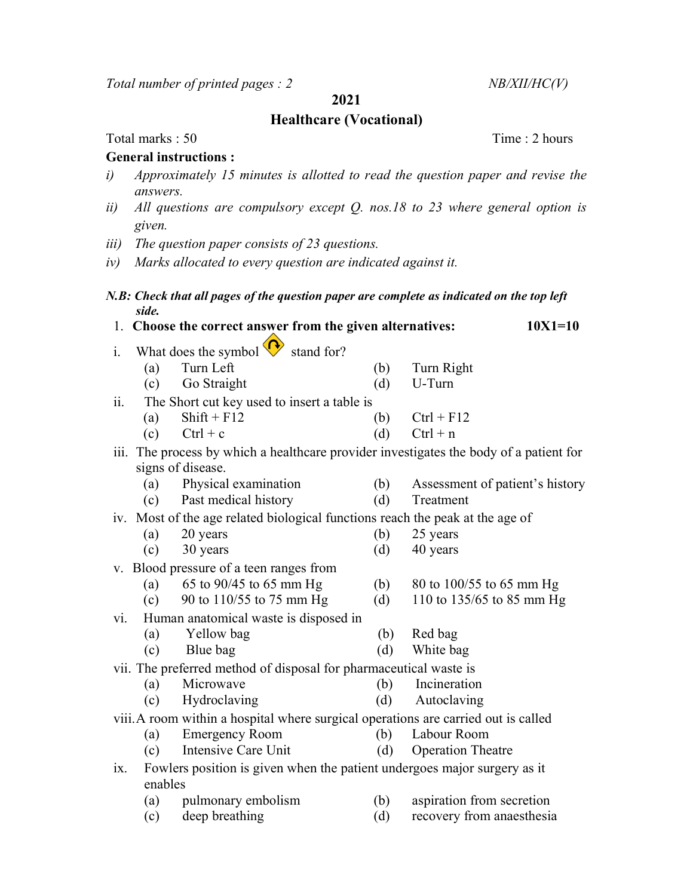*Total number of printed pages : 2* *NB/XII/HC(V)*

**2021**

## Healthcare (Vocational)

Total marks : 50 Time : 2 hours

**General instructions :**

*i) Approximately 15 minutes is allotted to read the question paper and revise the answers.*

*ii) All questions are compulsory except Q. nos.18 to 23 where general option is given.*

*iii) The question paper consists of 23 questions.*

*iv) Marks allocated to every question are indicated against it.*

***N.B: Check that all pages of the question paper are complete as indicated on the top left side.***

1. **Choose the correct answer from the given alternatives: 10X1=10**

i. What does the symbol stand for?

(a) Turn Left (b) Turn Right
(c) Go Straight (d) U-Turn

ii. The Short cut key used to insert a table is

(a) Shift + F12 (b) Ctrl + F12
(c) Ctrl + c (d) Ctrl + n

iii. The process by which a healthcare provider investigates the body of a patient for signs of disease.

(a) Physical examination (b) Assessment of patient's history
(c) Past medical history (d) Treatment

iv. Most of the age related biological functions reach the peak at the age of

(a) 20 years (b) 25 years
(c) 30 years (d) 40 years

v. Blood pressure of a teen ranges from

(a) 65 to 90/45 to 65 mm Hg (b) 80 to 100/55 to 65 mm Hg
(c) 90 to 110/55 to 75 mm Hg (d) 110 to 135/65 to 85 mm Hg

vi. Human anatomical waste is disposed in

(a) Yellow bag (b) Red bag
(c) Blue bag (d) White bag

vii. The preferred method of disposal for pharmaceutical waste is

(a) Microwave (b) Incineration
(c) Hydroclaving (d) Autoclaving

viii. A room within a hospital where surgical operations are carried out is called

(a) Emergency Room (b) Labour Room
(c) Intensive Care Unit (d) Operation Theatre

ix. Fowlers position is given when the patient undergoes major surgery as it enables

(a) pulmonary embolism (b) aspiration from secretion
(c) deep breathing (d) recovery from anaesthesia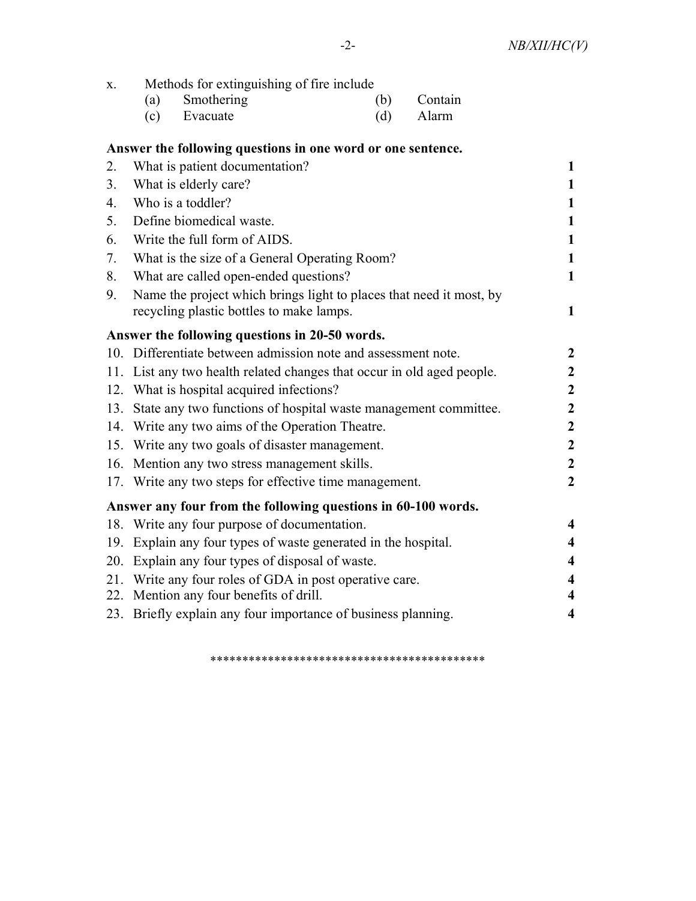x. Methods for extinguishing of fire include

   (a) Smothering   (b) Contain

   (c) Evacuate   (d) Alarm

**Answer the following questions in one word or one sentence.**

2. What is patient documentation? **1**
3. What is elderly care? **1**
4. Who is a toddler? **1**
5. Define biomedical waste. **1**
6. Write the full form of AIDS. **1**
7. What is the size of a General Operating Room? **1**
8. What are called open-ended questions? **1**
9. Name the project which brings light to places that need it most, by recycling plastic bottles to make lamps. **1**

**Answer the following questions in 20-50 words.**

10. Differentiate between admission note and assessment note. **2**
11. List any two health related changes that occur in old aged people. **2**
12. What is hospital acquired infections? **2**
13. State any two functions of hospital waste management committee. **2**
14. Write any two aims of the Operation Theatre. **2**
15. Write any two goals of disaster management. **2**
16. Mention any two stress management skills. **2**
17. Write any two steps for effective time management. **2**

**Answer any four from the following questions in 60-100 words.**

18. Write any four purpose of documentation. **4**
19. Explain any four types of waste generated in the hospital. **4**
20. Explain any four types of disposal of waste. **4**
21. Write any four roles of GDA in post operative care. **4**
22. Mention any four benefits of drill. **4**
23. Briefly explain any four importance of business planning. **4**

*******************************************